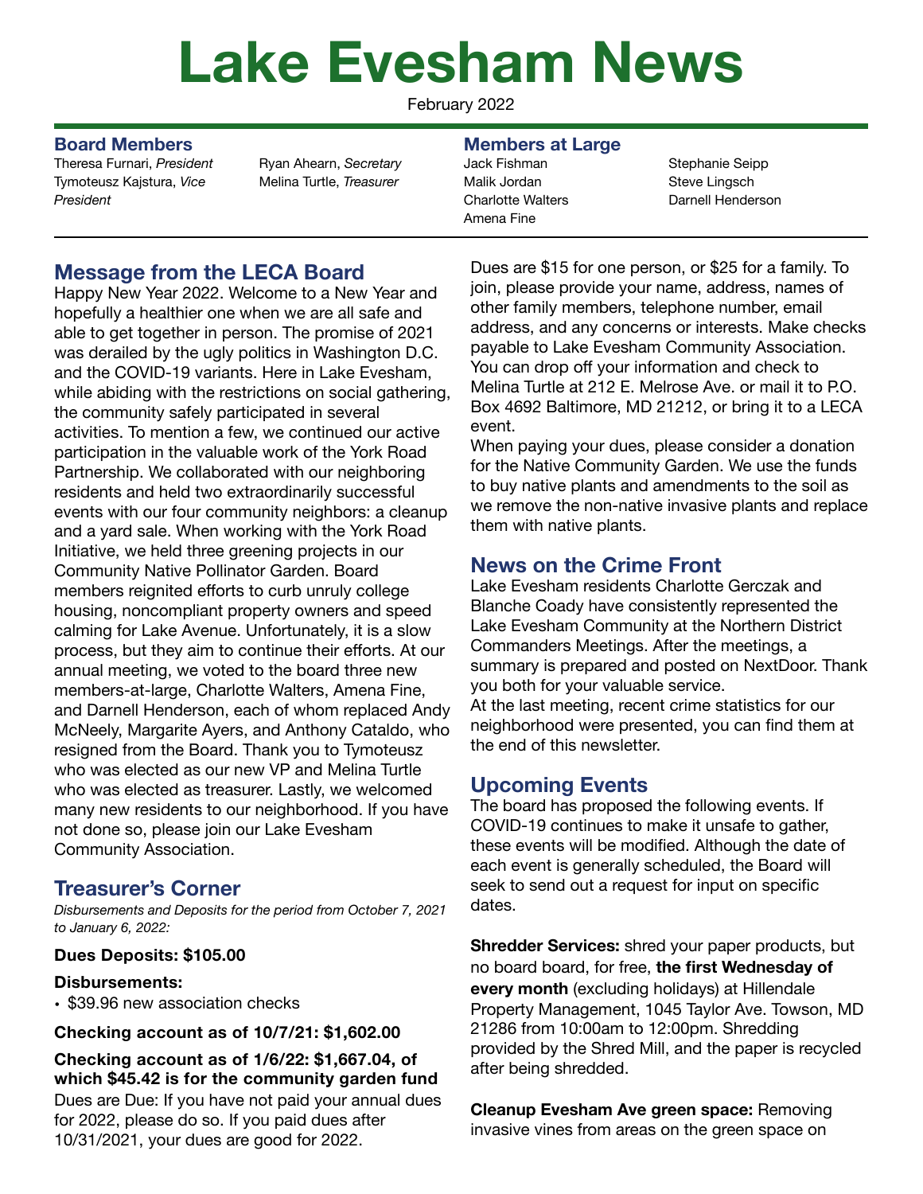# Lake Evesham News

February 2022

### Board Members

Theresa Furnari, *President*
Tymoteusz Kajstura, *Vice President*
Ryan Ahearn, *Secretary*
Melina Turtle, *Treasurer*

### Members at Large

Jack Fishman
Malik Jordan
Charlotte Walters
Amena Fine
Stephanie Seipp
Steve Lingsch
Darnell Henderson

## Message from the LECA Board

Happy New Year 2022. Welcome to a New Year and hopefully a healthier one when we are all safe and able to get together in person. The promise of 2021 was derailed by the ugly politics in Washington D.C. and the COVID-19 variants. Here in Lake Evesham, while abiding with the restrictions on social gathering, the community safely participated in several activities. To mention a few, we continued our active participation in the valuable work of the York Road Partnership. We collaborated with our neighboring residents and held two extraordinarily successful events with our four community neighbors: a cleanup and a yard sale. When working with the York Road Initiative, we held three greening projects in our Community Native Pollinator Garden. Board members reignited efforts to curb unruly college housing, noncompliant property owners and speed calming for Lake Avenue. Unfortunately, it is a slow process, but they aim to continue their efforts. At our annual meeting, we voted to the board three new members-at-large, Charlotte Walters, Amena Fine, and Darnell Henderson, each of whom replaced Andy McNeely, Margarite Ayers, and Anthony Cataldo, who resigned from the Board. Thank you to Tymoteusz who was elected as our new VP and Melina Turtle who was elected as treasurer. Lastly, we welcomed many new residents to our neighborhood. If you have not done so, please join our Lake Evesham Community Association.

## Treasurer's Corner

*Disbursements and Deposits for the period from October 7, 2021 to January 6, 2022:*

**Dues Deposits: $105.00**

**Disbursements:**

- $39.96 new association checks

**Checking account as of 10/7/21: $1,602.00**

**Checking account as of 1/6/22: $1,667.04, of which $45.42 is for the community garden fund**

Dues are Due: If you have not paid your annual dues for 2022, please do so. If you paid dues after 10/31/2021, your dues are good for 2022.

Dues are $15 for one person, or $25 for a family. To join, please provide your name, address, names of other family members, telephone number, email address, and any concerns or interests. Make checks payable to Lake Evesham Community Association. You can drop off your information and check to Melina Turtle at 212 E. Melrose Ave. or mail it to P.O. Box 4692 Baltimore, MD 21212, or bring it to a LECA event.

When paying your dues, please consider a donation for the Native Community Garden. We use the funds to buy native plants and amendments to the soil as we remove the non-native invasive plants and replace them with native plants.

## News on the Crime Front

Lake Evesham residents Charlotte Gerczak and Blanche Coady have consistently represented the Lake Evesham Community at the Northern District Commanders Meetings. After the meetings, a summary is prepared and posted on NextDoor. Thank you both for your valuable service.

At the last meeting, recent crime statistics for our neighborhood were presented, you can find them at the end of this newsletter.

## Upcoming Events

The board has proposed the following events. If COVID-19 continues to make it unsafe to gather, these events will be modified. Although the date of each event is generally scheduled, the Board will seek to send out a request for input on specific dates.

**Shredder Services:** shred your paper products, but no board board, for free, **the first Wednesday of every month** (excluding holidays) at Hillendale Property Management, 1045 Taylor Ave. Towson, MD 21286 from 10:00am to 12:00pm. Shredding provided by the Shred Mill, and the paper is recycled after being shredded.

**Cleanup Evesham Ave green space:** Removing invasive vines from areas on the green space on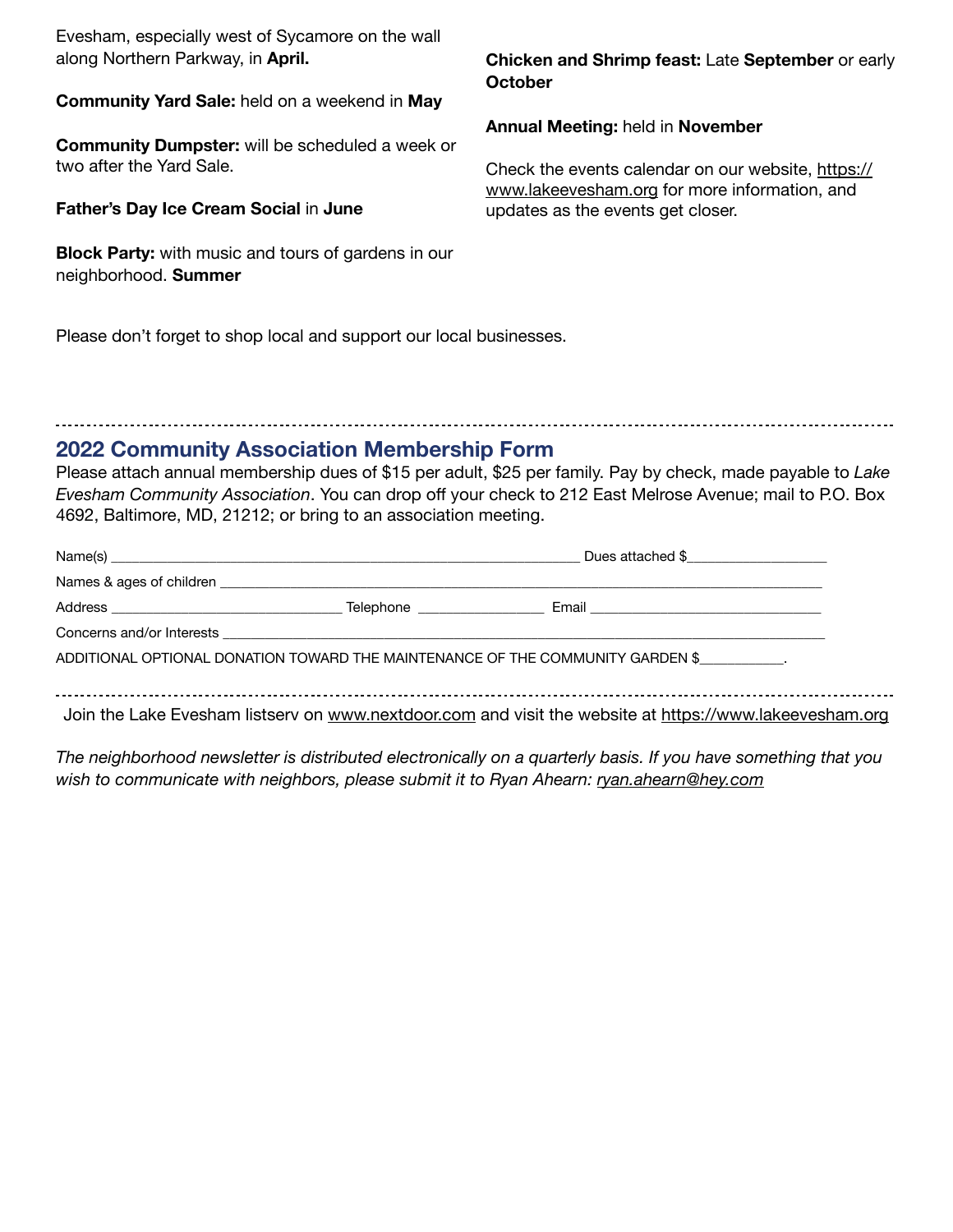Evesham, especially west of Sycamore on the wall along Northern Parkway, in **April.**

**Community Yard Sale:** held on a weekend in **May**

**Community Dumpster:** will be scheduled a week or two after the Yard Sale.

**Father's Day Ice Cream Social** in **June**

**Block Party:** with music and tours of gardens in our neighborhood. **Summer**

**Chicken and Shrimp feast:** Late **September** or early **October**

**Annual Meeting:** held in **November**

Check the events calendar on our website, https://www.lakeevesham.org for more information, and updates as the events get closer.

Please don't forget to shop local and support our local businesses.

---

## 2022 Community Association Membership Form

Please attach annual membership dues of $15 per adult, $25 per family. Pay by check, made payable to *Lake Evesham Community Association*. You can drop off your check to 212 East Melrose Avenue; mail to P.O. Box 4692, Baltimore, MD, 21212; or bring to an association meeting.

Name(s) ____________________________________________ Dues attached $______________

Names & ages of children ______________________________________________________________

Address ______________________ Telephone ______________ Email ______________________

Concerns and/or Interests _____________________________________________________________

ADDITIONAL OPTIONAL DONATION TOWARD THE MAINTENANCE OF THE COMMUNITY GARDEN $__________.

---

Join the Lake Evesham listserv on www.nextdoor.com and visit the website at https://www.lakeevesham.org

*The neighborhood newsletter is distributed electronically on a quarterly basis. If you have something that you wish to communicate with neighbors, please submit it to Ryan Ahearn: ryan.ahearn@hey.com*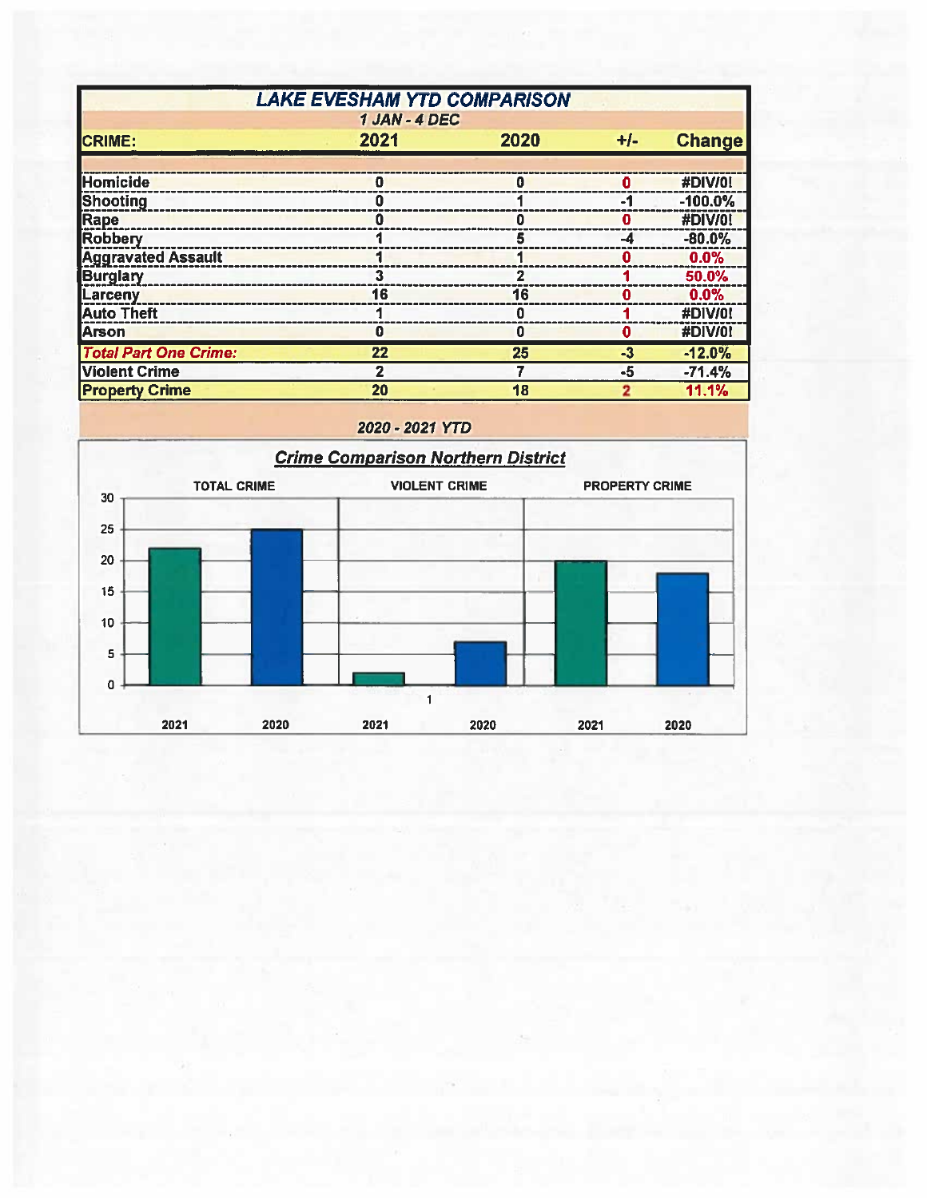## LAKE EVESHAM YTD COMPARISON

*1 JAN - 4 DEC*

| CRIME: | 2021 | 2020 | +/- | Change |
|---|---|---|---|---|
| Homicide | 0 | 0 | 0 | #DIV/0! |
| Shooting | 0 | 1 | -1 | -100.0% |
| Rape | 0 | 0 | 0 | #DIV/0! |
| Robbery | 1 | 5 | -4 | -80.0% |
| Aggravated Assault | 1 | 1 | 0 | 0.0% |
| Burglary | 3 | 2 | 1 | 50.0% |
| Larceny | 16 | 16 | 0 | 0.0% |
| Auto Theft | 1 | 0 | 1 | #DIV/0! |
| Arson | 0 | 0 | 0 | #DIV/0! |
| ***Total Part One Crime:*** | 22 | 25 | -3 | -12.0% |
| Violent Crime | 2 | 7 | -5 | -71.4% |
| Property Crime | 20 | 18 | 2 | 11.1% |

*2020 - 2021 YTD*

**Crime Comparison Northern District**

| | TOTAL CRIME | | VIOLENT CRIME | | PROPERTY CRIME | |
|---|---|---|---|---|---|---|
| | 2021 | 2020 | 2021 | 2020 | 2021 | 2020 |
| Count | 22 | 25 | 2 | 7 | 20 | 18 |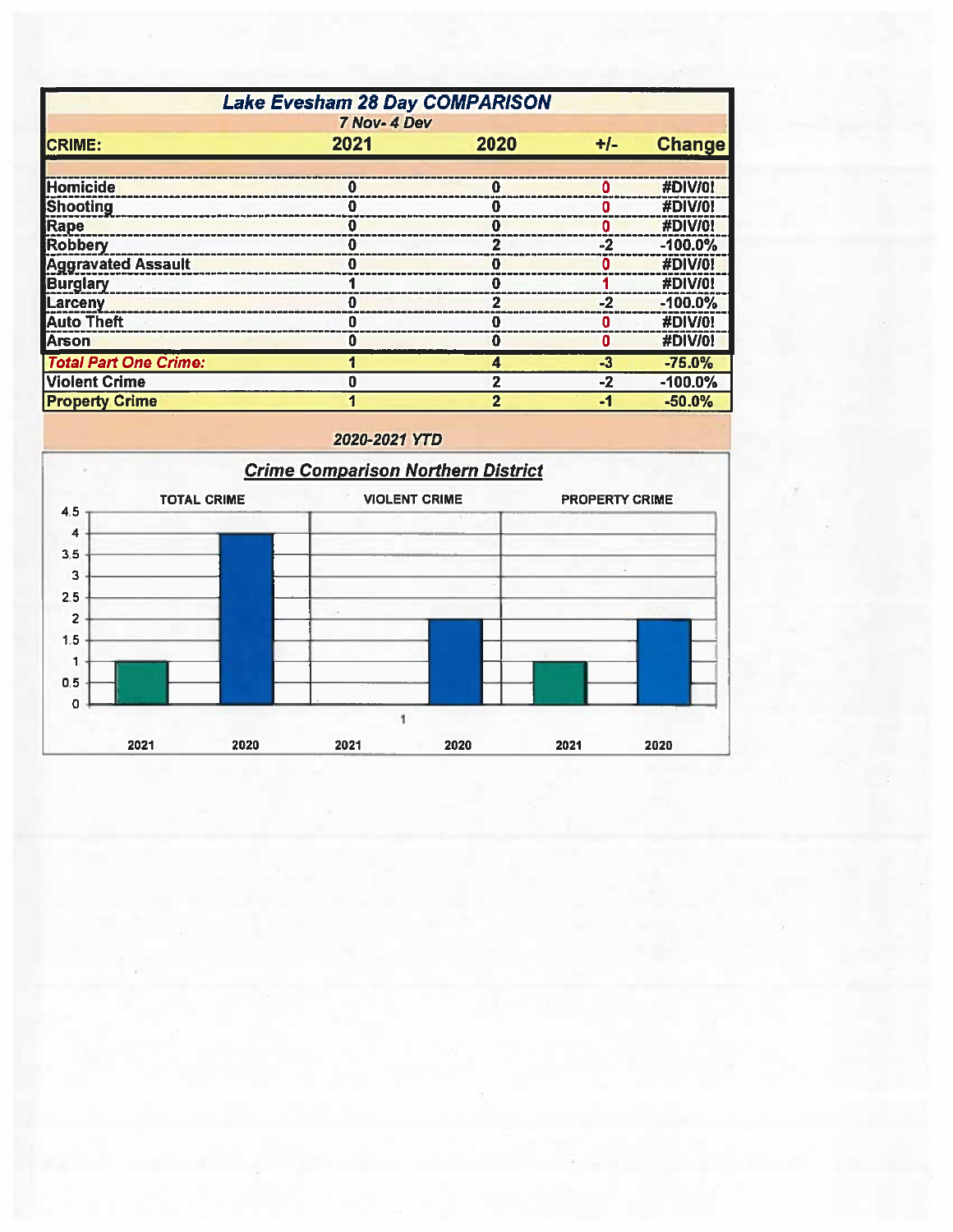## Lake Evesham 28 Day COMPARISON

*7 Nov- 4 Dev*

| CRIME: | 2021 | 2020 | +/- | Change |
|---|---|---|---|---|
| Homicide | 0 | 0 | 0 | #DIV/0! |
| Shooting | 0 | 0 | 0 | #DIV/0! |
| Rape | 0 | 0 | 0 | #DIV/0! |
| Robbery | 0 | 2 | -2 | -100.0% |
| Aggravated Assault | 0 | 0 | 0 | #DIV/0! |
| Burglary | 1 | 0 | 1 | #DIV/0! |
| Larceny | 0 | 2 | -2 | -100.0% |
| Auto Theft | 0 | 0 | 0 | #DIV/0! |
| Arson | 0 | 0 | 0 | #DIV/0! |
| ***Total Part One Crime:*** | 1 | 4 | -3 | -75.0% |
| Violent Crime | 0 | 2 | -2 | -100.0% |
| Property Crime | 1 | 2 | -1 | -50.0% |

*2020-2021 YTD*

Crime Comparison Northern District

TOTAL CRIME

VIOLENT CRIME

PROPERTY CRIME

4.5

4

3.5

3

2.5

2

1.5

1

0.5

0

1

2021 2020 2021 2020 2021 2020